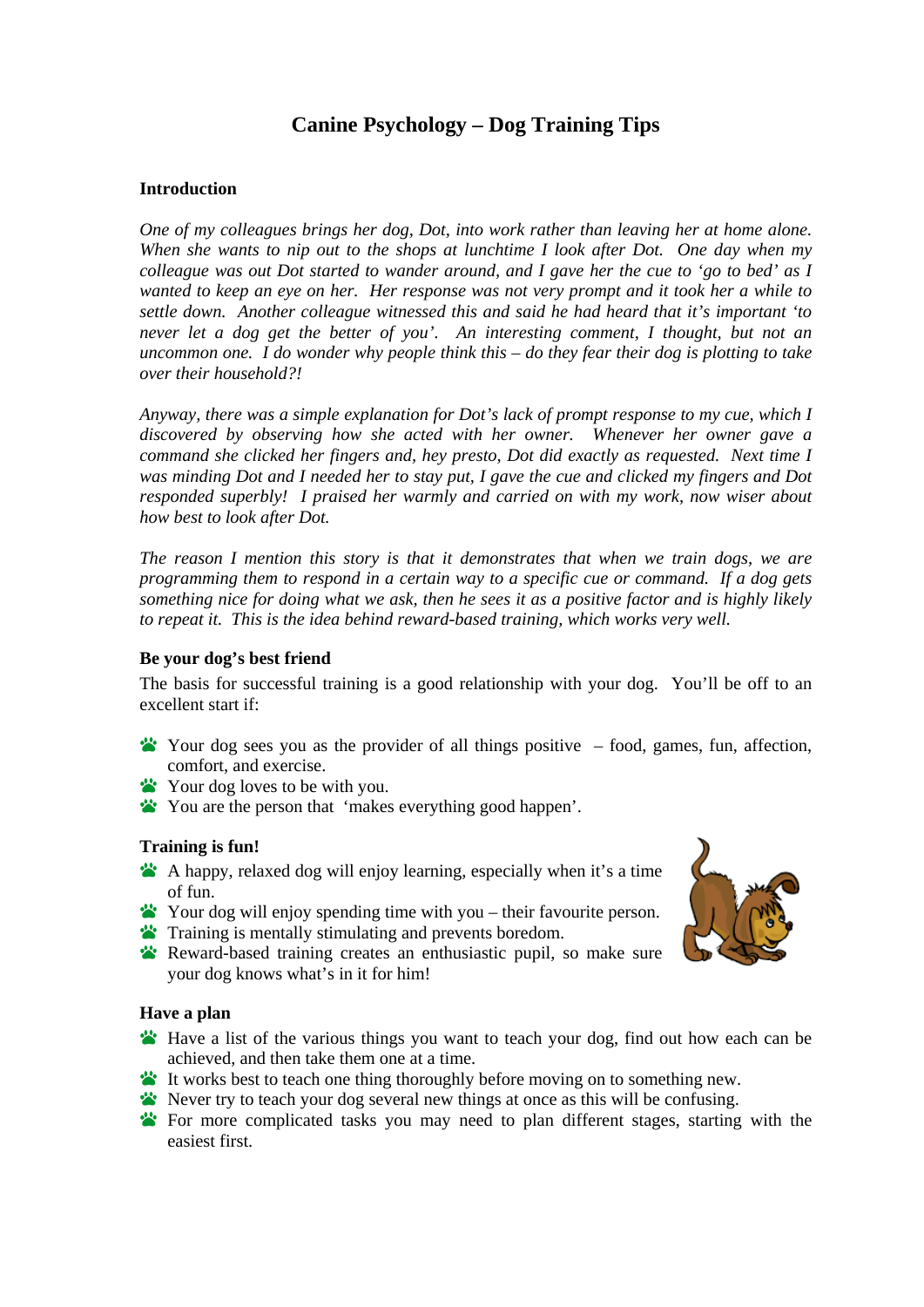# Canine Psychology – Dog Training Tips

## Introduction

*One of my colleagues brings her dog, Dot, into work rather than leaving her at home alone. When she wants to nip out to the shops at lunchtime I look after Dot. One day when my colleague was out Dot started to wander around, and I gave her the cue to 'go to bed' as I wanted to keep an eye on her. Her response was not very prompt and it took her a while to settle down. Another colleague witnessed this and said he had heard that it's important 'to never let a dog get the better of you'. An interesting comment, I thought, but not an uncommon one. I do wonder why people think this – do they fear their dog is plotting to take over their household?!*

*Anyway, there was a simple explanation for Dot's lack of prompt response to my cue, which I discovered by observing how she acted with her owner. Whenever her owner gave a command she clicked her fingers and, hey presto, Dot did exactly as requested. Next time I was minding Dot and I needed her to stay put, I gave the cue and clicked my fingers and Dot responded superbly! I praised her warmly and carried on with my work, now wiser about how best to look after Dot.*

*The reason I mention this story is that it demonstrates that when we train dogs, we are programming them to respond in a certain way to a specific cue or command. If a dog gets something nice for doing what we ask, then he sees it as a positive factor and is highly likely to repeat it. This is the idea behind reward-based training, which works very well.*

## Be your dog's best friend

The basis for successful training is a good relationship with your dog. You'll be off to an excellent start if:

- Your dog sees you as the provider of all things positive – food, games, fun, affection, comfort, and exercise.
- Your dog loves to be with you.
- You are the person that 'makes everything good happen'.

## Training is fun!

- A happy, relaxed dog will enjoy learning, especially when it's a time of fun.
- Your dog will enjoy spending time with you – their favourite person.
- Training is mentally stimulating and prevents boredom.
- Reward-based training creates an enthusiastic pupil, so make sure your dog knows what's in it for him!

## Have a plan

- Have a list of the various things you want to teach your dog, find out how each can be achieved, and then take them one at a time.
- It works best to teach one thing thoroughly before moving on to something new.
- Never try to teach your dog several new things at once as this will be confusing.
- For more complicated tasks you may need to plan different stages, starting with the easiest first.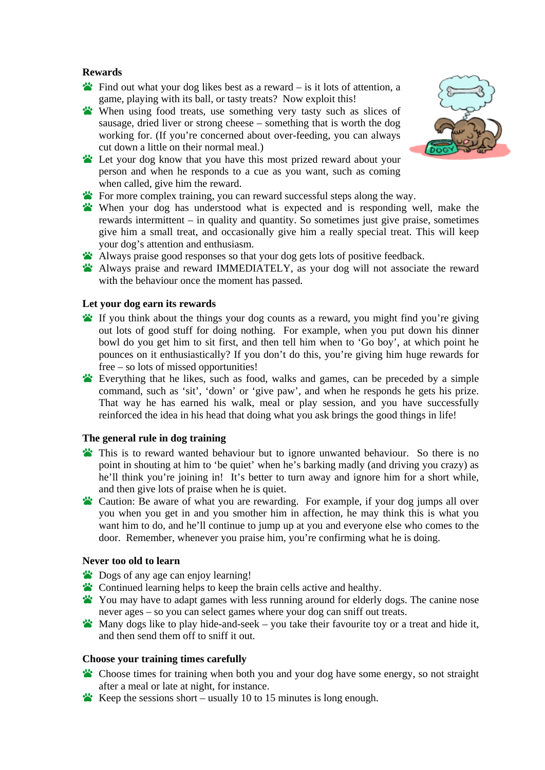**Rewards**

- Find out what your dog likes best as a reward – is it lots of attention, a game, playing with its ball, or tasty treats? Now exploit this!
- When using food treats, use something very tasty such as slices of sausage, dried liver or strong cheese – something that is worth the dog working for. (If you're concerned about over-feeding, you can always cut down a little on their normal meal.)
- Let your dog know that you have this most prized reward about your person and when he responds to a cue as you want, such as coming when called, give him the reward.
- For more complex training, you can reward successful steps along the way.
- When your dog has understood what is expected and is responding well, make the rewards intermittent – in quality and quantity. So sometimes just give praise, sometimes give him a small treat, and occasionally give him a really special treat. This will keep your dog's attention and enthusiasm.
- Always praise good responses so that your dog gets lots of positive feedback.
- Always praise and reward IMMEDIATELY, as your dog will not associate the reward with the behaviour once the moment has passed.

**Let your dog earn its rewards**

- If you think about the things your dog counts as a reward, you might find you're giving out lots of good stuff for doing nothing. For example, when you put down his dinner bowl do you get him to sit first, and then tell him when to 'Go boy', at which point he pounces on it enthusiastically? If you don't do this, you're giving him huge rewards for free – so lots of missed opportunities!
- Everything that he likes, such as food, walks and games, can be preceded by a simple command, such as 'sit', 'down' or 'give paw', and when he responds he gets his prize. That way he has earned his walk, meal or play session, and you have successfully reinforced the idea in his head that doing what you ask brings the good things in life!

**The general rule in dog training**

- This is to reward wanted behaviour but to ignore unwanted behaviour. So there is no point in shouting at him to 'be quiet' when he's barking madly (and driving you crazy) as he'll think you're joining in! It's better to turn away and ignore him for a short while, and then give lots of praise when he is quiet.
- Caution: Be aware of what you are rewarding. For example, if your dog jumps all over you when you get in and you smother him in affection, he may think this is what you want him to do, and he'll continue to jump up at you and everyone else who comes to the door. Remember, whenever you praise him, you're confirming what he is doing.

**Never too old to learn**

- Dogs of any age can enjoy learning!
- Continued learning helps to keep the brain cells active and healthy.
- You may have to adapt games with less running around for elderly dogs. The canine nose never ages – so you can select games where your dog can sniff out treats.
- Many dogs like to play hide-and-seek – you take their favourite toy or a treat and hide it, and then send them off to sniff it out.

**Choose your training times carefully**

- Choose times for training when both you and your dog have some energy, so not straight after a meal or late at night, for instance.
- Keep the sessions short – usually 10 to 15 minutes is long enough.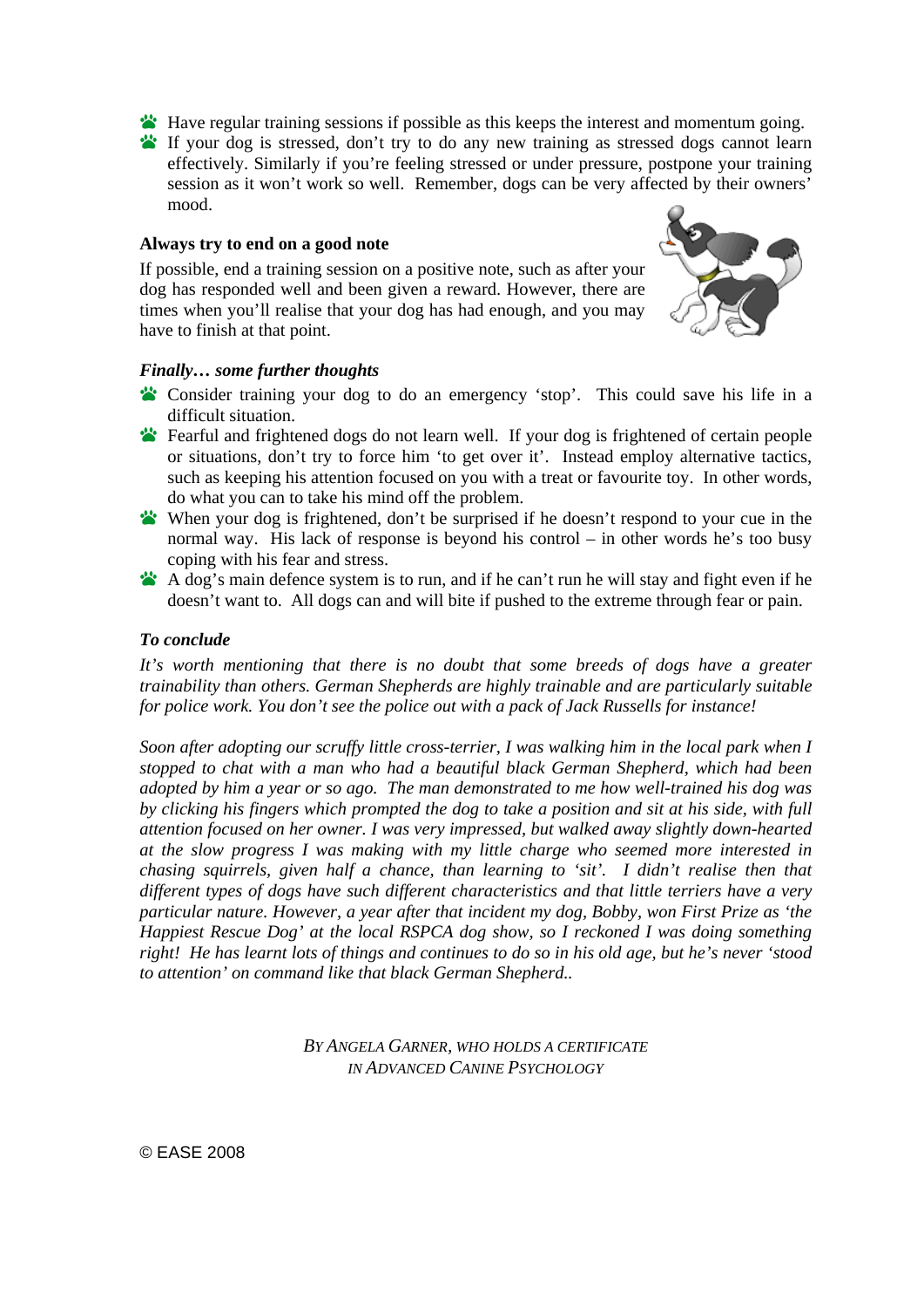- Have regular training sessions if possible as this keeps the interest and momentum going.
- If your dog is stressed, don't try to do any new training as stressed dogs cannot learn effectively. Similarly if you're feeling stressed or under pressure, postpone your training session as it won't work so well. Remember, dogs can be very affected by their owners' mood.

**Always try to end on a good note**

If possible, end a training session on a positive note, such as after your dog has responded well and been given a reward. However, there are times when you'll realise that your dog has had enough, and you may have to finish at that point.

***Finally… some further thoughts***

- Consider training your dog to do an emergency 'stop'. This could save his life in a difficult situation.
- Fearful and frightened dogs do not learn well. If your dog is frightened of certain people or situations, don't try to force him 'to get over it'. Instead employ alternative tactics, such as keeping his attention focused on you with a treat or favourite toy. In other words, do what you can to take his mind off the problem.
- When your dog is frightened, don't be surprised if he doesn't respond to your cue in the normal way. His lack of response is beyond his control – in other words he's too busy coping with his fear and stress.
- A dog's main defence system is to run, and if he can't run he will stay and fight even if he doesn't want to. All dogs can and will bite if pushed to the extreme through fear or pain.

***To conclude***

*It's worth mentioning that there is no doubt that some breeds of dogs have a greater trainability than others. German Shepherds are highly trainable and are particularly suitable for police work. You don't see the police out with a pack of Jack Russells for instance!*

*Soon after adopting our scruffy little cross-terrier, I was walking him in the local park when I stopped to chat with a man who had a beautiful black German Shepherd, which had been adopted by him a year or so ago. The man demonstrated to me how well-trained his dog was by clicking his fingers which prompted the dog to take a position and sit at his side, with full attention focused on her owner. I was very impressed, but walked away slightly down-hearted at the slow progress I was making with my little charge who seemed more interested in chasing squirrels, given half a chance, than learning to 'sit'. I didn't realise then that different types of dogs have such different characteristics and that little terriers have a very particular nature. However, a year after that incident my dog, Bobby, won First Prize as 'the Happiest Rescue Dog' at the local RSPCA dog show, so I reckoned I was doing something right! He has learnt lots of things and continues to do so in his old age, but he's never 'stood to attention' on command like that black German Shepherd..*

*BY ANGELA GARNER, WHO HOLDS A CERTIFICATE IN ADVANCED CANINE PSYCHOLOGY*

© EASE 2008